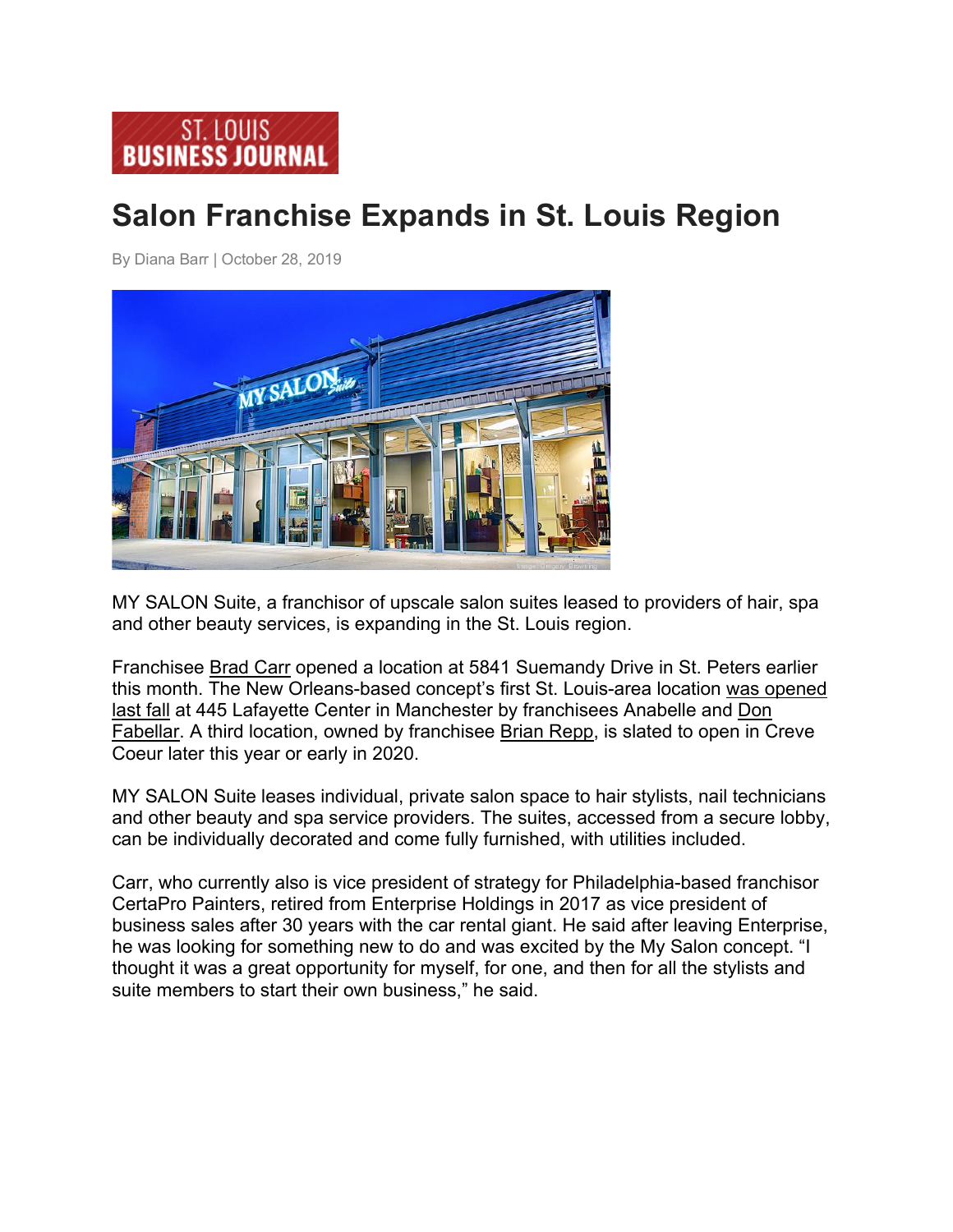ST. LOUIS BUSINESS JOURNAL

# Salon Franchise Expands in St. Louis Region

By Diana Barr | October 28, 2019

MY SALON Suite, a franchisor of upscale salon suites leased to providers of hair, spa and other beauty services, is expanding in the St. Louis region.

Franchisee Brad Carr opened a location at 5841 Suemandy Drive in St. Peters earlier this month. The New Orleans-based concept's first St. Louis-area location was opened last fall at 445 Lafayette Center in Manchester by franchisees Anabelle and Don Fabellar. A third location, owned by franchisee Brian Repp, is slated to open in Creve Coeur later this year or early in 2020.

MY SALON Suite leases individual, private salon space to hair stylists, nail technicians and other beauty and spa service providers. The suites, accessed from a secure lobby, can be individually decorated and come fully furnished, with utilities included.

Carr, who currently also is vice president of strategy for Philadelphia-based franchisor CertaPro Painters, retired from Enterprise Holdings in 2017 as vice president of business sales after 30 years with the car rental giant. He said after leaving Enterprise, he was looking for something new to do and was excited by the My Salon concept. "I thought it was a great opportunity for myself, for one, and then for all the stylists and suite members to start their own business," he said.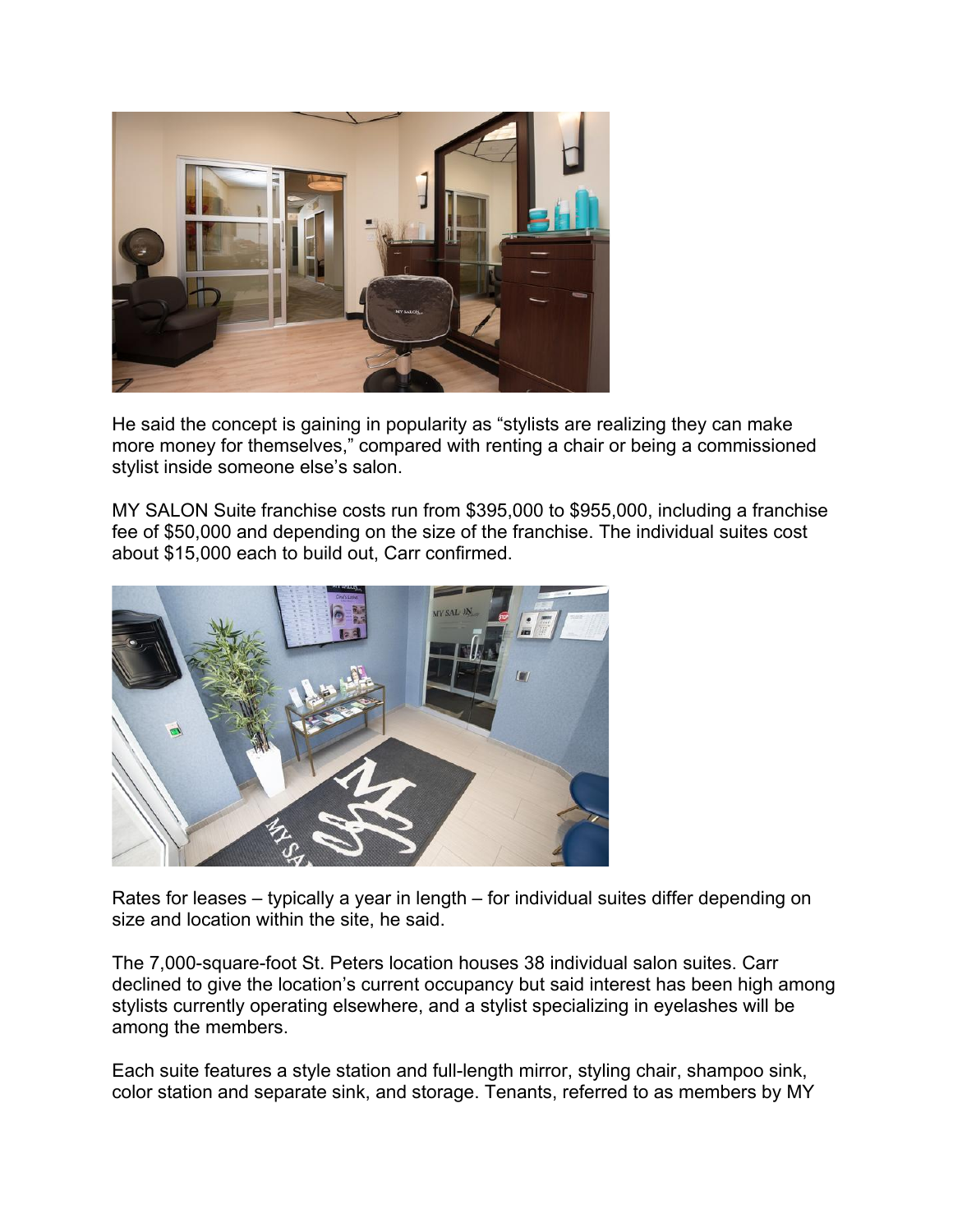He said the concept is gaining in popularity as "stylists are realizing they can make more money for themselves," compared with renting a chair or being a commissioned stylist inside someone else's salon.

MY SALON Suite franchise costs run from $395,000 to $955,000, including a franchise fee of $50,000 and depending on the size of the franchise. The individual suites cost about $15,000 each to build out, Carr confirmed.

Rates for leases – typically a year in length – for individual suites differ depending on size and location within the site, he said.

The 7,000-square-foot St. Peters location houses 38 individual salon suites. Carr declined to give the location's current occupancy but said interest has been high among stylists currently operating elsewhere, and a stylist specializing in eyelashes will be among the members.

Each suite features a style station and full-length mirror, styling chair, shampoo sink, color station and separate sink, and storage. Tenants, referred to as members by MY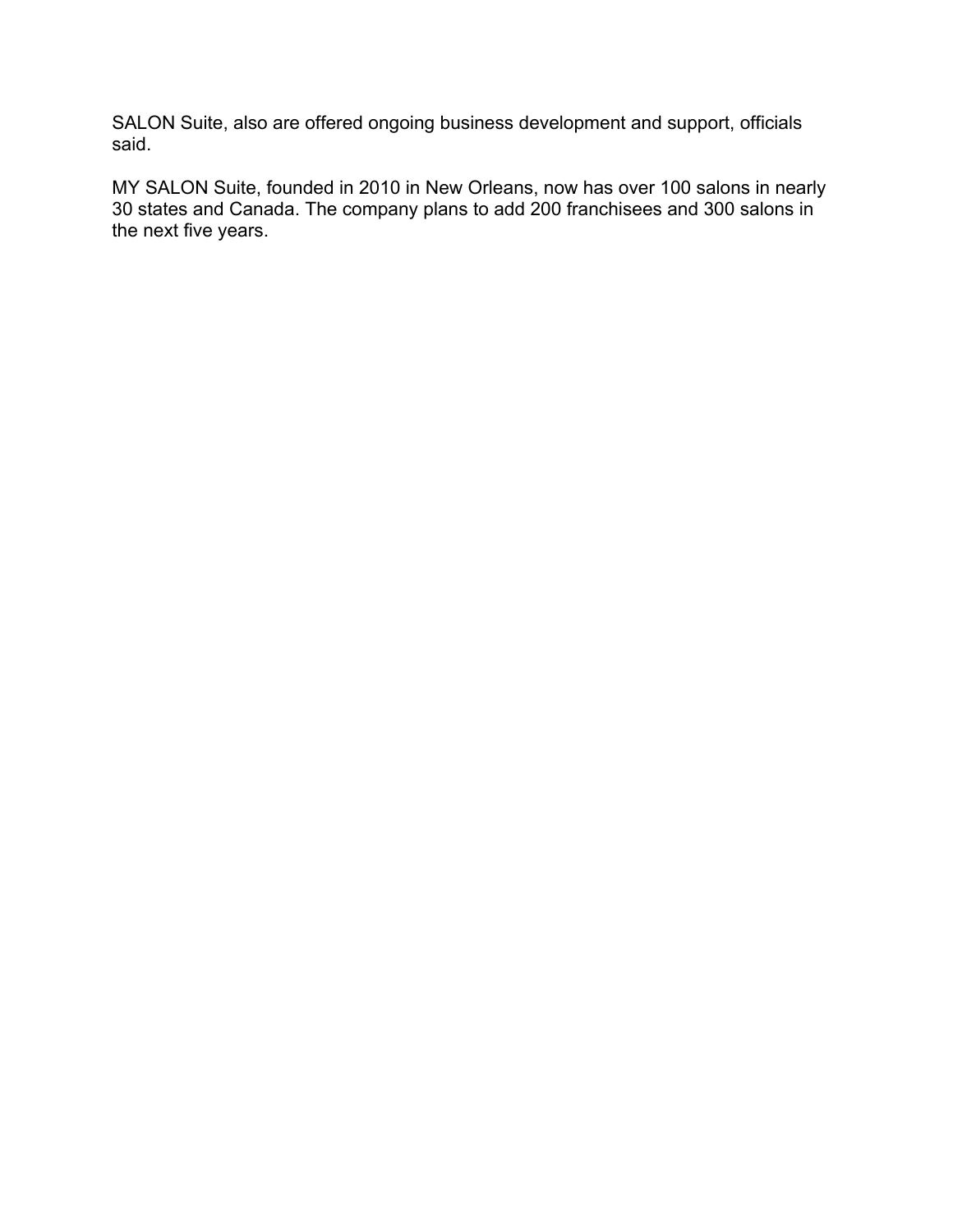SALON Suite, also are offered ongoing business development and support, officials said.

MY SALON Suite, founded in 2010 in New Orleans, now has over 100 salons in nearly 30 states and Canada. The company plans to add 200 franchisees and 300 salons in the next five years.